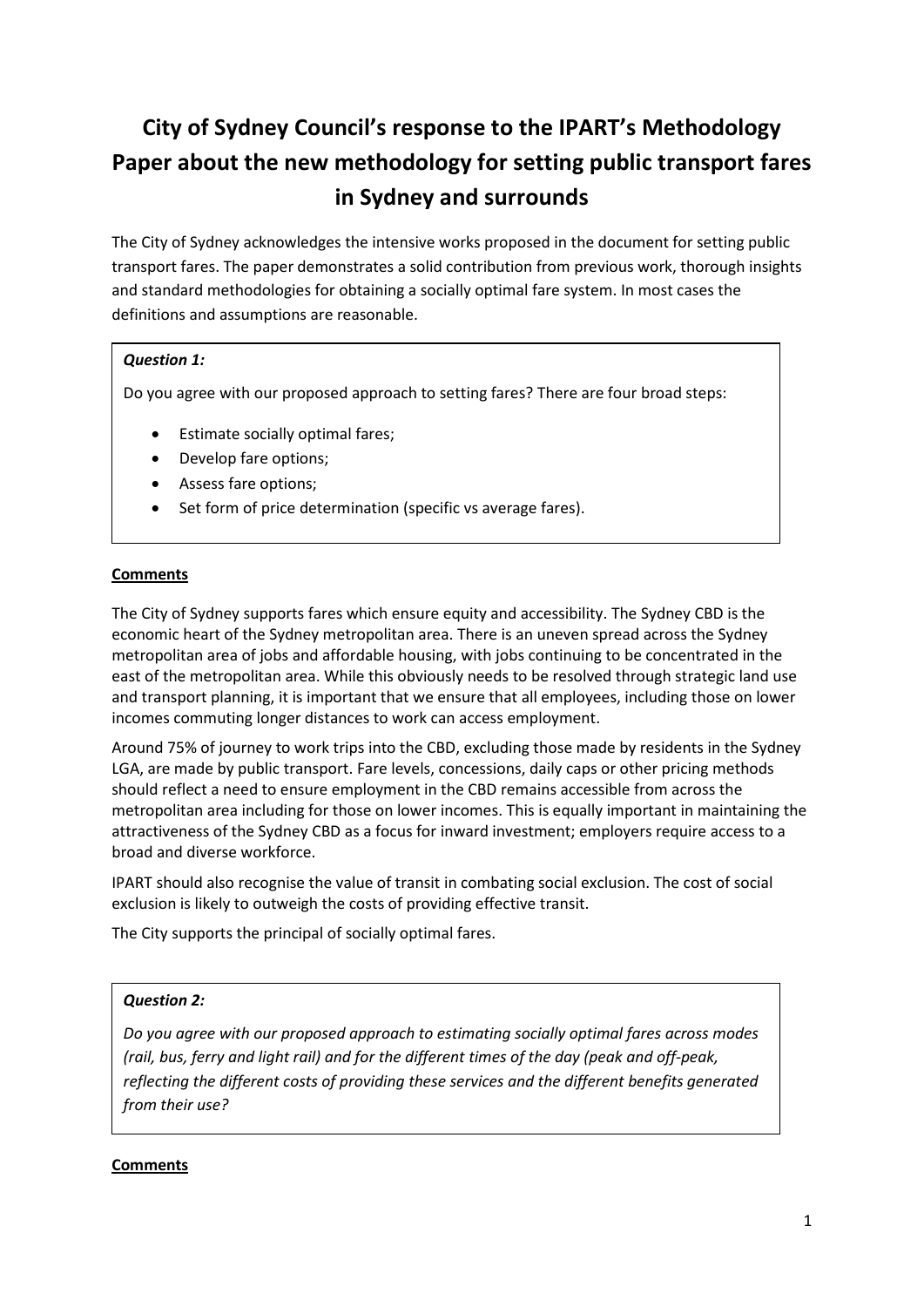# City of Sydney Council's response to the IPART's Methodology Paper about the new methodology for setting public transport fares in Sydney and surrounds

The City of Sydney acknowledges the intensive works proposed in the document for setting public transport fares. The paper demonstrates a solid contribution from previous work, thorough insights and standard methodologies for obtaining a socially optimal fare system. In most cases the definitions and assumptions are reasonable.

> ***Question 1:***
>
> Do you agree with our proposed approach to setting fares? There are four broad steps:
>
> - Estimate socially optimal fares;
> - Develop fare options;
> - Assess fare options;
> - Set form of price determination (specific vs average fares).

**Comments**

The City of Sydney supports fares which ensure equity and accessibility. The Sydney CBD is the economic heart of the Sydney metropolitan area. There is an uneven spread across the Sydney metropolitan area of jobs and affordable housing, with jobs continuing to be concentrated in the east of the metropolitan area. While this obviously needs to be resolved through strategic land use and transport planning, it is important that we ensure that all employees, including those on lower incomes commuting longer distances to work can access employment.

Around 75% of journey to work trips into the CBD, excluding those made by residents in the Sydney LGA, are made by public transport. Fare levels, concessions, daily caps or other pricing methods should reflect a need to ensure employment in the CBD remains accessible from across the metropolitan area including for those on lower incomes. This is equally important in maintaining the attractiveness of the Sydney CBD as a focus for inward investment; employers require access to a broad and diverse workforce.

IPART should also recognise the value of transit in combating social exclusion. The cost of social exclusion is likely to outweigh the costs of providing effective transit.

The City supports the principal of socially optimal fares.

> ***Question 2:***
>
> *Do you agree with our proposed approach to estimating socially optimal fares across modes (rail, bus, ferry and light rail) and for the different times of the day (peak and off-peak, reflecting the different costs of providing these services and the different benefits generated from their use?*

**Comments**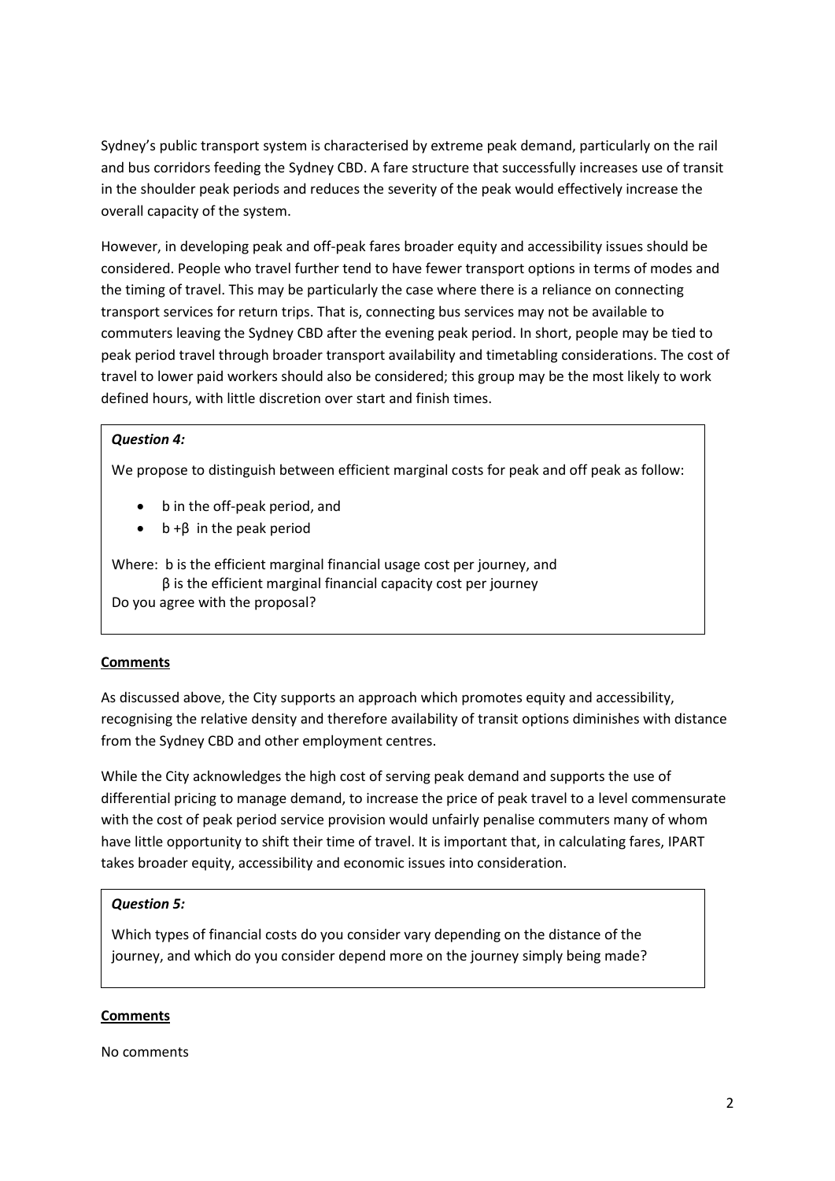Sydney's public transport system is characterised by extreme peak demand, particularly on the rail and bus corridors feeding the Sydney CBD. A fare structure that successfully increases use of transit in the shoulder peak periods and reduces the severity of the peak would effectively increase the overall capacity of the system.

However, in developing peak and off-peak fares broader equity and accessibility issues should be considered. People who travel further tend to have fewer transport options in terms of modes and the timing of travel. This may be particularly the case where there is a reliance on connecting transport services for return trips. That is, connecting bus services may not be available to commuters leaving the Sydney CBD after the evening peak period. In short, people may be tied to peak period travel through broader transport availability and timetabling considerations. The cost of travel to lower paid workers should also be considered; this group may be the most likely to work defined hours, with little discretion over start and finish times.

> ***Question 4:***
>
> We propose to distinguish between efficient marginal costs for peak and off peak as follow:
>
> - $b$ in the off-peak period, and
> - $b + \beta$ in the peak period
>
> Where: $b$ is the efficient marginal financial usage cost per journey, and
> $\beta$ is the efficient marginal financial capacity cost per journey
> Do you agree with the proposal?

**Comments**

As discussed above, the City supports an approach which promotes equity and accessibility, recognising the relative density and therefore availability of transit options diminishes with distance from the Sydney CBD and other employment centres.

While the City acknowledges the high cost of serving peak demand and supports the use of differential pricing to manage demand, to increase the price of peak travel to a level commensurate with the cost of peak period service provision would unfairly penalise commuters many of whom have little opportunity to shift their time of travel. It is important that, in calculating fares, IPART takes broader equity, accessibility and economic issues into consideration.

> ***Question 5:***
>
> Which types of financial costs do you consider vary depending on the distance of the journey, and which do you consider depend more on the journey simply being made?

**Comments**

No comments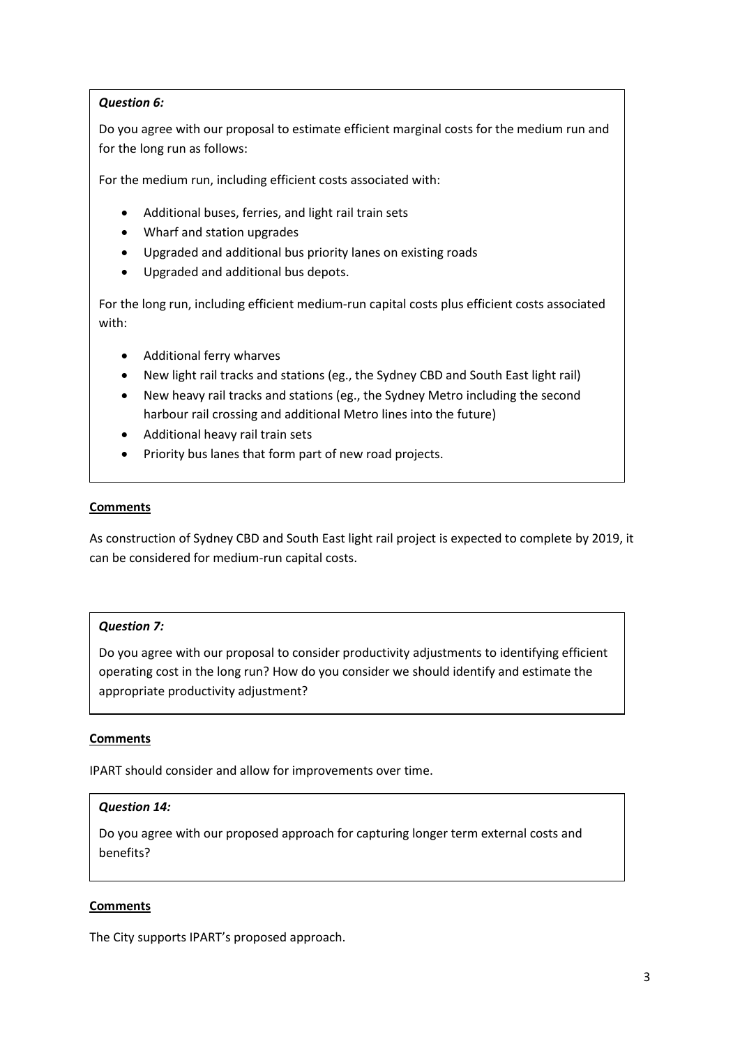***Question 6:***

Do you agree with our proposal to estimate efficient marginal costs for the medium run and for the long run as follows:

For the medium run, including efficient costs associated with:

- Additional buses, ferries, and light rail train sets
- Wharf and station upgrades
- Upgraded and additional bus priority lanes on existing roads
- Upgraded and additional bus depots.

For the long run, including efficient medium-run capital costs plus efficient costs associated with:

- Additional ferry wharves
- New light rail tracks and stations (eg., the Sydney CBD and South East light rail)
- New heavy rail tracks and stations (eg., the Sydney Metro including the second harbour rail crossing and additional Metro lines into the future)
- Additional heavy rail train sets
- Priority bus lanes that form part of new road projects.

**Comments**

As construction of Sydney CBD and South East light rail project is expected to complete by 2019, it can be considered for medium-run capital costs.

***Question 7:***

Do you agree with our proposal to consider productivity adjustments to identifying efficient operating cost in the long run? How do you consider we should identify and estimate the appropriate productivity adjustment?

**Comments**

IPART should consider and allow for improvements over time.

***Question 14:***

Do you agree with our proposed approach for capturing longer term external costs and benefits?

**Comments**

The City supports IPART's proposed approach.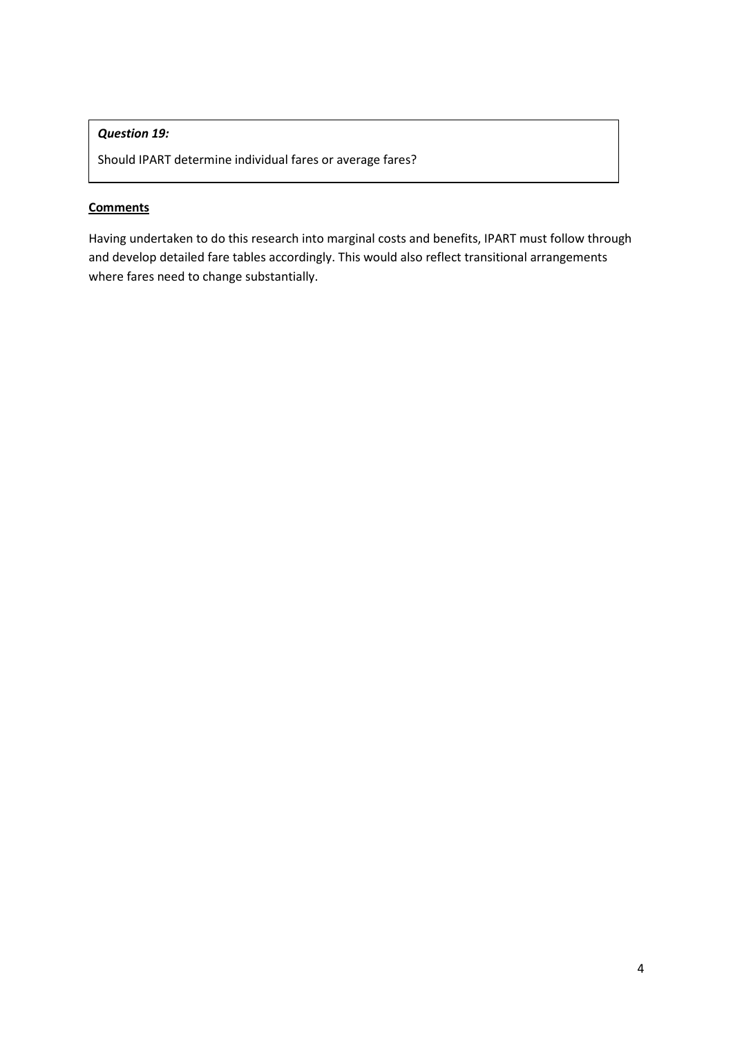***Question 19:***

Should IPART determine individual fares or average fares?

**Comments**

Having undertaken to do this research into marginal costs and benefits, IPART must follow through and develop detailed fare tables accordingly. This would also reflect transitional arrangements where fares need to change substantially.